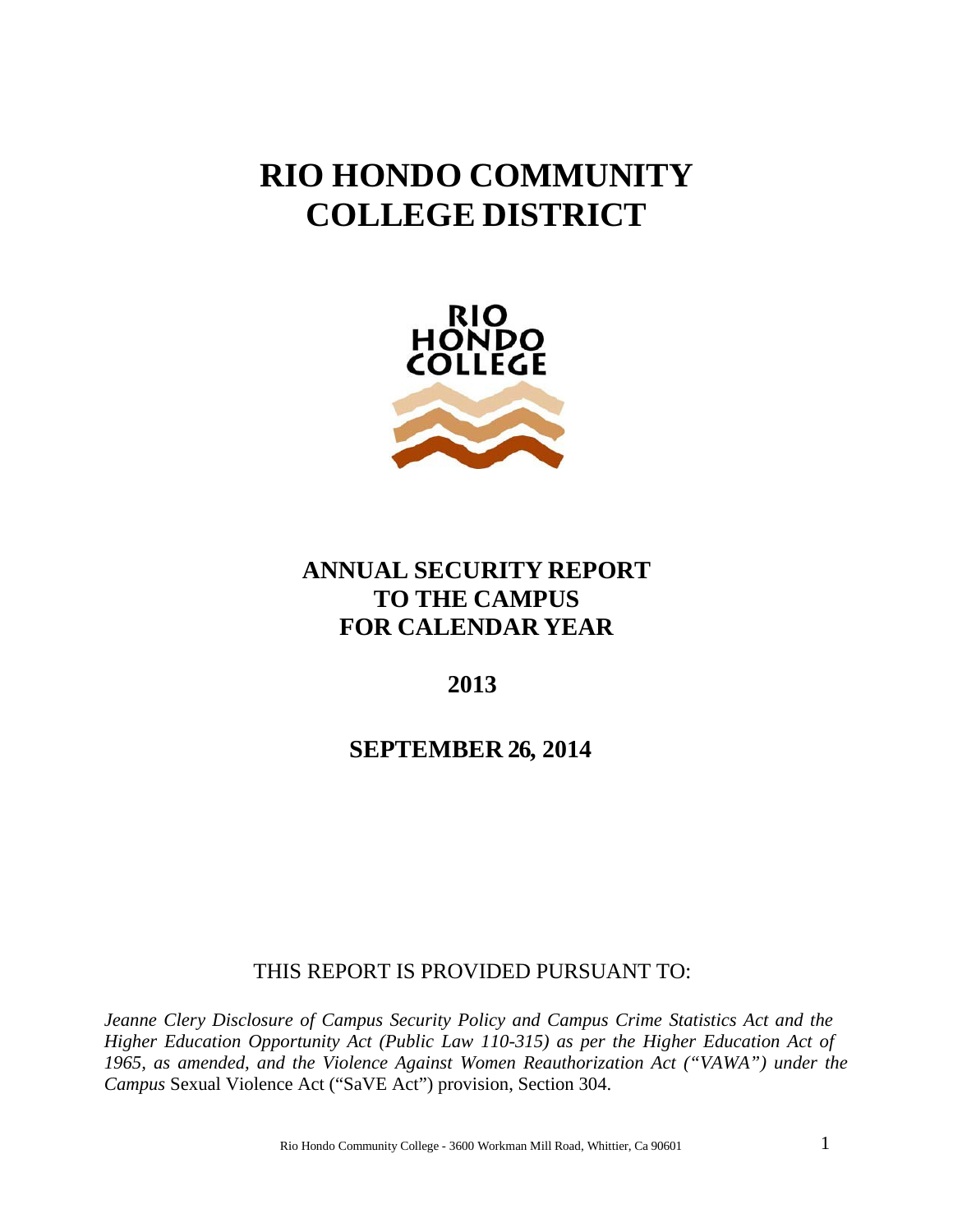# RIO HONDO COMMUNITY COLLEGE DISTRICT

## ANNUAL SECURITY REPORT TO THE CAMPUS FOR CALENDAR YEAR

## 2013

## SEPTEMBER 26, 2014

THIS REPORT IS PROVIDED PURSUANT TO:

*Jeanne Clery Disclosure of Campus Security Policy and Campus Crime Statistics Act and the Higher Education Opportunity Act (Public Law 110-315) as per the Higher Education Act of 1965, as amended, and the Violence Against Women Reauthorization Act ("VAWA") under the Campus* Sexual Violence Act ("SaVE Act") provision, Section 304.

Rio Hondo Community College - 3600 Workman Mill Road, Whittier, Ca 90601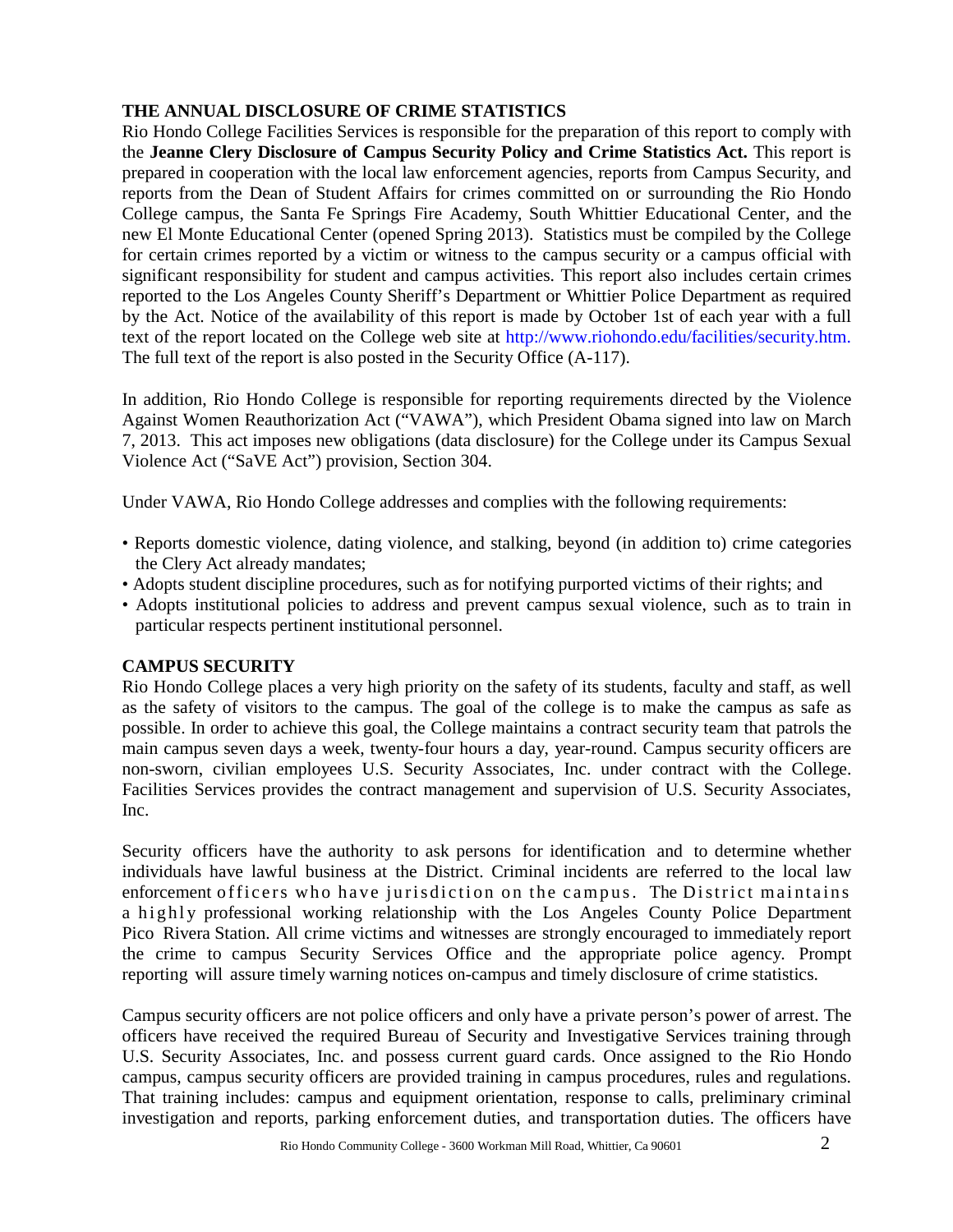## THE ANNUAL DISCLOSURE OF CRIME STATISTICS

Rio Hondo College Facilities Services is responsible for the preparation of this report to comply with the **Jeanne Clery Disclosure of Campus Security Policy and Crime Statistics Act.** This report is prepared in cooperation with the local law enforcement agencies, reports from Campus Security, and reports from the Dean of Student Affairs for crimes committed on or surrounding the Rio Hondo College campus, the Santa Fe Springs Fire Academy, South Whittier Educational Center, and the new El Monte Educational Center (opened Spring 2013). Statistics must be compiled by the College for certain crimes reported by a victim or witness to the campus security or a campus official with significant responsibility for student and campus activities. This report also includes certain crimes reported to the Los Angeles County Sheriff's Department or Whittier Police Department as required by the Act. Notice of the availability of this report is made by October 1st of each year with a full text of the report located on the College web site at http://www.riohondo.edu/facilities/security.htm. The full text of the report is also posted in the Security Office (A-117).

In addition, Rio Hondo College is responsible for reporting requirements directed by the Violence Against Women Reauthorization Act ("VAWA"), which President Obama signed into law on March 7, 2013. This act imposes new obligations (data disclosure) for the College under its Campus Sexual Violence Act ("SaVE Act") provision, Section 304.

Under VAWA, Rio Hondo College addresses and complies with the following requirements:

- Reports domestic violence, dating violence, and stalking, beyond (in addition to) crime categories the Clery Act already mandates;
- Adopts student discipline procedures, such as for notifying purported victims of their rights; and
- Adopts institutional policies to address and prevent campus sexual violence, such as to train in particular respects pertinent institutional personnel.

## CAMPUS SECURITY

Rio Hondo College places a very high priority on the safety of its students, faculty and staff, as well as the safety of visitors to the campus. The goal of the college is to make the campus as safe as possible. In order to achieve this goal, the College maintains a contract security team that patrols the main campus seven days a week, twenty-four hours a day, year-round. Campus security officers are non-sworn, civilian employees U.S. Security Associates, Inc. under contract with the College. Facilities Services provides the contract management and supervision of U.S. Security Associates, Inc.

Security officers have the authority to ask persons for identification and to determine whether individuals have lawful business at the District. Criminal incidents are referred to the local law enforcement officers who have jurisdiction on the campus. The District maintains a highly professional working relationship with the Los Angeles County Police Department Pico Rivera Station. All crime victims and witnesses are strongly encouraged to immediately report the crime to campus Security Services Office and the appropriate police agency. Prompt reporting will assure timely warning notices on-campus and timely disclosure of crime statistics.

Campus security officers are not police officers and only have a private person's power of arrest. The officers have received the required Bureau of Security and Investigative Services training through U.S. Security Associates, Inc. and possess current guard cards. Once assigned to the Rio Hondo campus, campus security officers are provided training in campus procedures, rules and regulations. That training includes: campus and equipment orientation, response to calls, preliminary criminal investigation and reports, parking enforcement duties, and transportation duties. The officers have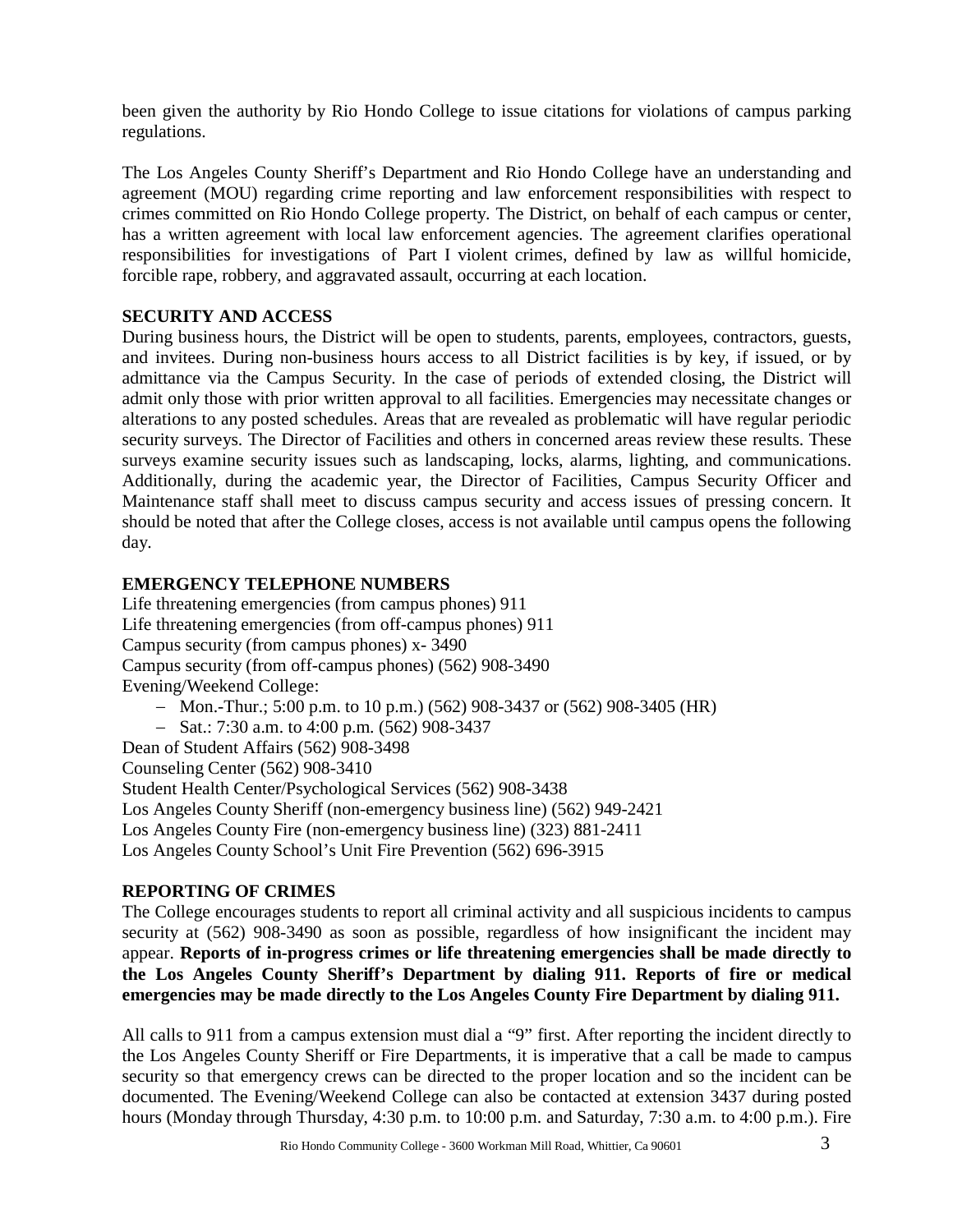been given the authority by Rio Hondo College to issue citations for violations of campus parking regulations.

The Los Angeles County Sheriff's Department and Rio Hondo College have an understanding and agreement (MOU) regarding crime reporting and law enforcement responsibilities with respect to crimes committed on Rio Hondo College property. The District, on behalf of each campus or center, has a written agreement with local law enforcement agencies. The agreement clarifies operational responsibilities for investigations of Part I violent crimes, defined by law as willful homicide, forcible rape, robbery, and aggravated assault, occurring at each location.

**SECURITY AND ACCESS**

During business hours, the District will be open to students, parents, employees, contractors, guests, and invitees. During non-business hours access to all District facilities is by key, if issued, or by admittance via the Campus Security. In the case of periods of extended closing, the District will admit only those with prior written approval to all facilities. Emergencies may necessitate changes or alterations to any posted schedules. Areas that are revealed as problematic will have regular periodic security surveys. The Director of Facilities and others in concerned areas review these results. These surveys examine security issues such as landscaping, locks, alarms, lighting, and communications. Additionally, during the academic year, the Director of Facilities, Campus Security Officer and Maintenance staff shall meet to discuss campus security and access issues of pressing concern. It should be noted that after the College closes, access is not available until campus opens the following day.

**EMERGENCY TELEPHONE NUMBERS**

Life threatening emergencies (from campus phones) 911
Life threatening emergencies (from off-campus phones) 911
Campus security (from campus phones) x- 3490
Campus security (from off-campus phones) (562) 908-3490
Evening/Weekend College:

- Mon.-Thur.; 5:00 p.m. to 10 p.m.) (562) 908-3437 or (562) 908-3405 (HR)
- Sat.: 7:30 a.m. to 4:00 p.m. (562) 908-3437

Dean of Student Affairs (562) 908-3498
Counseling Center (562) 908-3410
Student Health Center/Psychological Services (562) 908-3438
Los Angeles County Sheriff (non-emergency business line) (562) 949-2421
Los Angeles County Fire (non-emergency business line) (323) 881-2411
Los Angeles County School's Unit Fire Prevention (562) 696-3915

**REPORTING OF CRIMES**

The College encourages students to report all criminal activity and all suspicious incidents to campus security at (562) 908-3490 as soon as possible, regardless of how insignificant the incident may appear. **Reports of in-progress crimes or life threatening emergencies shall be made directly to the Los Angeles County Sheriff's Department by dialing 911. Reports of fire or medical emergencies may be made directly to the Los Angeles County Fire Department by dialing 911.**

All calls to 911 from a campus extension must dial a "9" first. After reporting the incident directly to the Los Angeles County Sheriff or Fire Departments, it is imperative that a call be made to campus security so that emergency crews can be directed to the proper location and so the incident can be documented. The Evening/Weekend College can also be contacted at extension 3437 during posted hours (Monday through Thursday, 4:30 p.m. to 10:00 p.m. and Saturday, 7:30 a.m. to 4:00 p.m.). Fire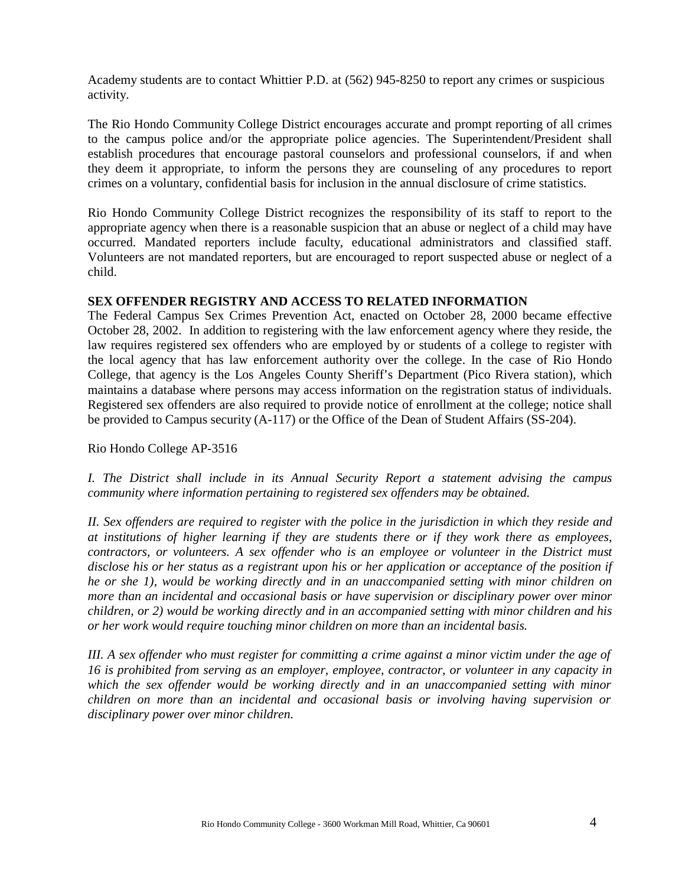Academy students are to contact Whittier P.D. at (562) 945-8250 to report any crimes or suspicious activity.

The Rio Hondo Community College District encourages accurate and prompt reporting of all crimes to the campus police and/or the appropriate police agencies. The Superintendent/President shall establish procedures that encourage pastoral counselors and professional counselors, if and when they deem it appropriate, to inform the persons they are counseling of any procedures to report crimes on a voluntary, confidential basis for inclusion in the annual disclosure of crime statistics.

Rio Hondo Community College District recognizes the responsibility of its staff to report to the appropriate agency when there is a reasonable suspicion that an abuse or neglect of a child may have occurred. Mandated reporters include faculty, educational administrators and classified staff. Volunteers are not mandated reporters, but are encouraged to report suspected abuse or neglect of a child.

**SEX OFFENDER REGISTRY AND ACCESS TO RELATED INFORMATION**

The Federal Campus Sex Crimes Prevention Act, enacted on October 28, 2000 became effective October 28, 2002. In addition to registering with the law enforcement agency where they reside, the law requires registered sex offenders who are employed by or students of a college to register with the local agency that has law enforcement authority over the college. In the case of Rio Hondo College, that agency is the Los Angeles County Sheriff's Department (Pico Rivera station), which maintains a database where persons may access information on the registration status of individuals. Registered sex offenders are also required to provide notice of enrollment at the college; notice shall be provided to Campus security (A-117) or the Office of the Dean of Student Affairs (SS-204).

Rio Hondo College AP-3516

*I. The District shall include in its Annual Security Report a statement advising the campus community where information pertaining to registered sex offenders may be obtained.*

*II. Sex offenders are required to register with the police in the jurisdiction in which they reside and at institutions of higher learning if they are students there or if they work there as employees, contractors, or volunteers. A sex offender who is an employee or volunteer in the District must disclose his or her status as a registrant upon his or her application or acceptance of the position if he or she 1), would be working directly and in an unaccompanied setting with minor children on more than an incidental and occasional basis or have supervision or disciplinary power over minor children, or 2) would be working directly and in an accompanied setting with minor children and his or her work would require touching minor children on more than an incidental basis.*

*III. A sex offender who must register for committing a crime against a minor victim under the age of 16 is prohibited from serving as an employer, employee, contractor, or volunteer in any capacity in which the sex offender would be working directly and in an unaccompanied setting with minor children on more than an incidental and occasional basis or involving having supervision or disciplinary power over minor children.*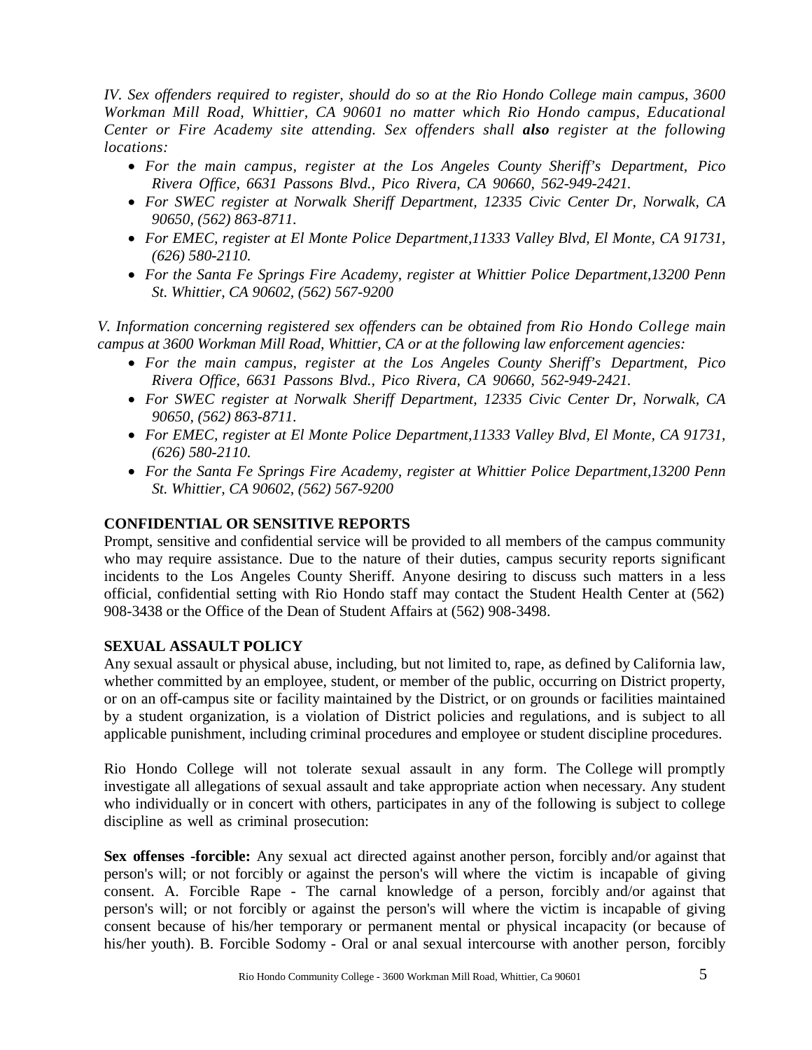*IV. Sex offenders required to register, should do so at the Rio Hondo College main campus, 3600 Workman Mill Road, Whittier, CA 90601 no matter which Rio Hondo campus, Educational Center or Fire Academy site attending. Sex offenders shall **also** register at the following locations:*

- *For the main campus, register at the Los Angeles County Sheriff's Department, Pico Rivera Office, 6631 Passons Blvd., Pico Rivera, CA 90660, 562-949-2421.*
- *For SWEC register at Norwalk Sheriff Department, 12335 Civic Center Dr, Norwalk, CA 90650, (562) 863-8711.*
- *For EMEC, register at El Monte Police Department,11333 Valley Blvd, El Monte, CA 91731, (626) 580-2110.*
- *For the Santa Fe Springs Fire Academy, register at Whittier Police Department,13200 Penn St. Whittier, CA 90602, (562) 567-9200*

*V. Information concerning registered sex offenders can be obtained from Rio Hondo College main campus at 3600 Workman Mill Road, Whittier, CA or at the following law enforcement agencies:*

- *For the main campus, register at the Los Angeles County Sheriff's Department, Pico Rivera Office, 6631 Passons Blvd., Pico Rivera, CA 90660, 562-949-2421.*
- *For SWEC register at Norwalk Sheriff Department, 12335 Civic Center Dr, Norwalk, CA 90650, (562) 863-8711.*
- *For EMEC, register at El Monte Police Department,11333 Valley Blvd, El Monte, CA 91731, (626) 580-2110.*
- *For the Santa Fe Springs Fire Academy, register at Whittier Police Department,13200 Penn St. Whittier, CA 90602, (562) 567-9200*

**CONFIDENTIAL OR SENSITIVE REPORTS**

Prompt, sensitive and confidential service will be provided to all members of the campus community who may require assistance. Due to the nature of their duties, campus security reports significant incidents to the Los Angeles County Sheriff. Anyone desiring to discuss such matters in a less official, confidential setting with Rio Hondo staff may contact the Student Health Center at (562) 908-3438 or the Office of the Dean of Student Affairs at (562) 908-3498.

**SEXUAL ASSAULT POLICY**

Any sexual assault or physical abuse, including, but not limited to, rape, as defined by California law, whether committed by an employee, student, or member of the public, occurring on District property, or on an off-campus site or facility maintained by the District, or on grounds or facilities maintained by a student organization, is a violation of District policies and regulations, and is subject to all applicable punishment, including criminal procedures and employee or student discipline procedures.

Rio Hondo College will not tolerate sexual assault in any form. The College will promptly investigate all allegations of sexual assault and take appropriate action when necessary. Any student who individually or in concert with others, participates in any of the following is subject to college discipline as well as criminal prosecution:

**Sex offenses -forcible:** Any sexual act directed against another person, forcibly and/or against that person's will; or not forcibly or against the person's will where the victim is incapable of giving consent. A. Forcible Rape - The carnal knowledge of a person, forcibly and/or against that person's will; or not forcibly or against the person's will where the victim is incapable of giving consent because of his/her temporary or permanent mental or physical incapacity (or because of his/her youth). B. Forcible Sodomy - Oral or anal sexual intercourse with another person, forcibly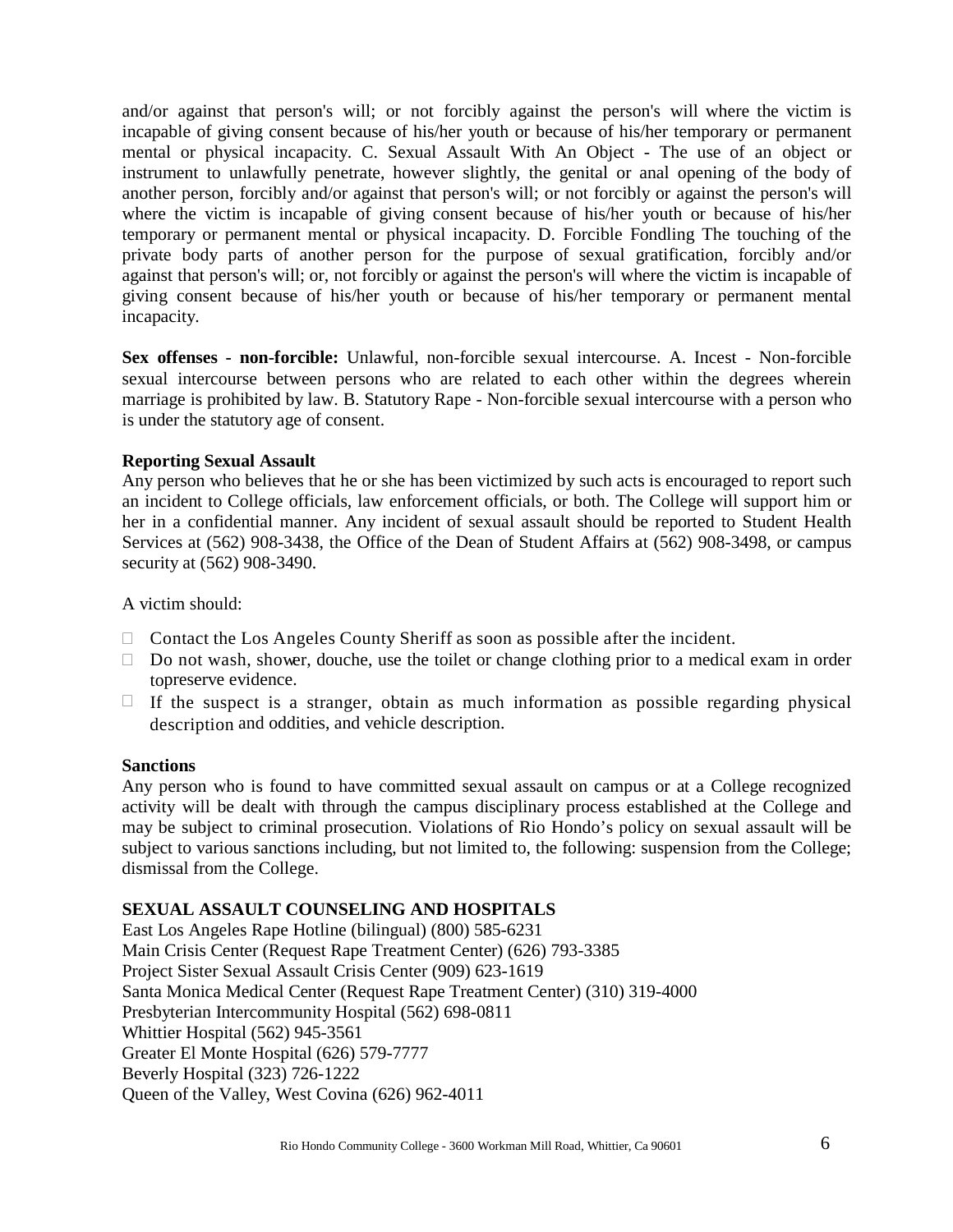and/or against that person's will; or not forcibly against the person's will where the victim is incapable of giving consent because of his/her youth or because of his/her temporary or permanent mental or physical incapacity. C. Sexual Assault With An Object - The use of an object or instrument to unlawfully penetrate, however slightly, the genital or anal opening of the body of another person, forcibly and/or against that person's will; or not forcibly or against the person's will where the victim is incapable of giving consent because of his/her youth or because of his/her temporary or permanent mental or physical incapacity. D. Forcible Fondling The touching of the private body parts of another person for the purpose of sexual gratification, forcibly and/or against that person's will; or, not forcibly or against the person's will where the victim is incapable of giving consent because of his/her youth or because of his/her temporary or permanent mental incapacity.

**Sex offenses - non-forcible:** Unlawful, non-forcible sexual intercourse. A. Incest - Non-forcible sexual intercourse between persons who are related to each other within the degrees wherein marriage is prohibited by law. B. Statutory Rape - Non-forcible sexual intercourse with a person who is under the statutory age of consent.

**Reporting Sexual Assault**

Any person who believes that he or she has been victimized by such acts is encouraged to report such an incident to College officials, law enforcement officials, or both. The College will support him or her in a confidential manner. Any incident of sexual assault should be reported to Student Health Services at (562) 908-3438, the Office of the Dean of Student Affairs at (562) 908-3498, or campus security at (562) 908-3490.

A victim should:

- Contact the Los Angeles County Sheriff as soon as possible after the incident.
- Do not wash, shower, douche, use the toilet or change clothing prior to a medical exam in order topreserve evidence.
- If the suspect is a stranger, obtain as much information as possible regarding physical description and oddities, and vehicle description.

**Sanctions**

Any person who is found to have committed sexual assault on campus or at a College recognized activity will be dealt with through the campus disciplinary process established at the College and may be subject to criminal prosecution. Violations of Rio Hondo's policy on sexual assault will be subject to various sanctions including, but not limited to, the following: suspension from the College; dismissal from the College.

**SEXUAL ASSAULT COUNSELING AND HOSPITALS**

East Los Angeles Rape Hotline (bilingual) (800) 585-6231
Main Crisis Center (Request Rape Treatment Center) (626) 793-3385
Project Sister Sexual Assault Crisis Center (909) 623-1619
Santa Monica Medical Center (Request Rape Treatment Center) (310) 319-4000
Presbyterian Intercommunity Hospital (562) 698-0811
Whittier Hospital (562) 945-3561
Greater El Monte Hospital (626) 579-7777
Beverly Hospital (323) 726-1222
Queen of the Valley, West Covina (626) 962-4011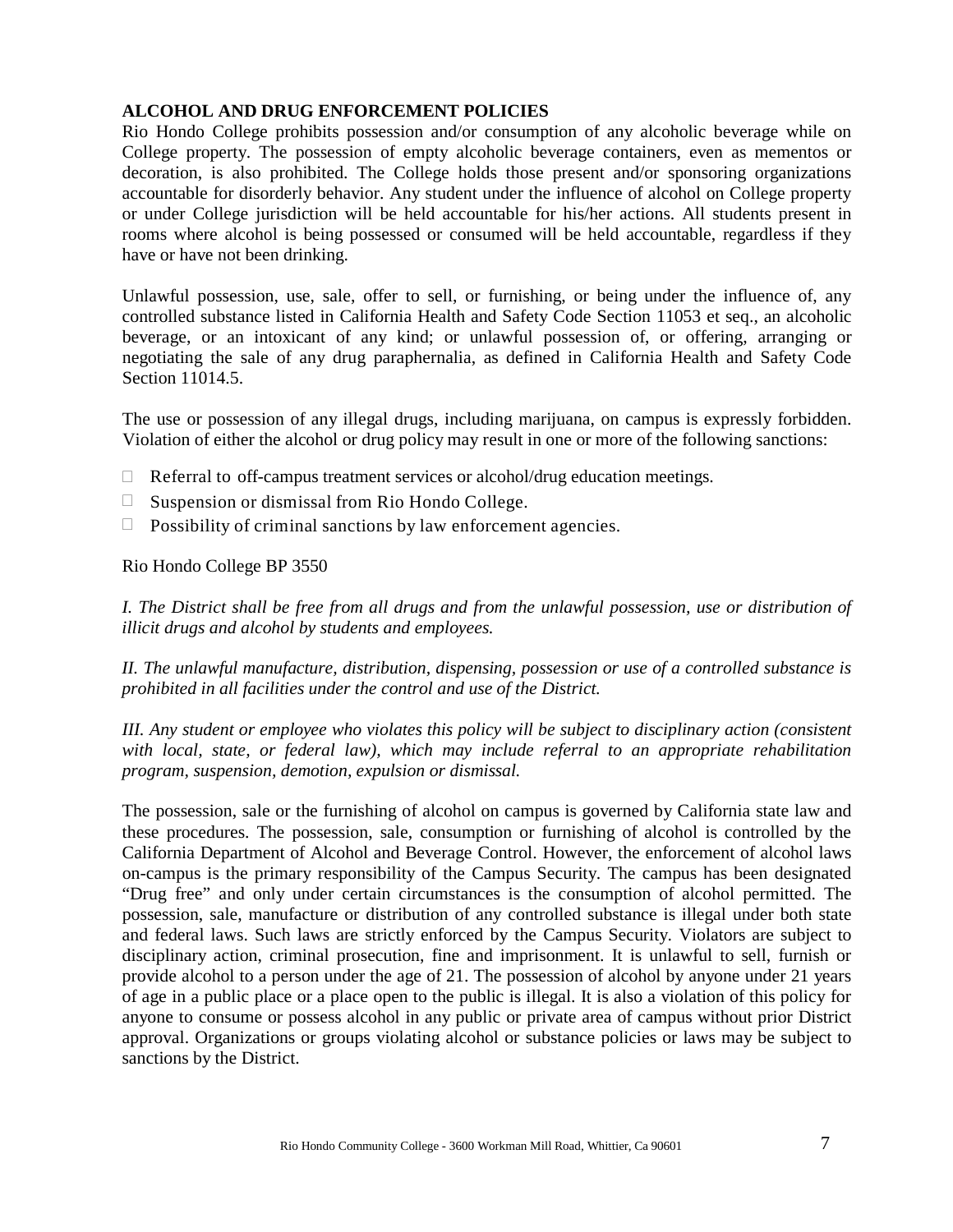**ALCOHOL AND DRUG ENFORCEMENT POLICIES**

Rio Hondo College prohibits possession and/or consumption of any alcoholic beverage while on College property. The possession of empty alcoholic beverage containers, even as mementos or decoration, is also prohibited. The College holds those present and/or sponsoring organizations accountable for disorderly behavior. Any student under the influence of alcohol on College property or under College jurisdiction will be held accountable for his/her actions. All students present in rooms where alcohol is being possessed or consumed will be held accountable, regardless if they have or have not been drinking.

Unlawful possession, use, sale, offer to sell, or furnishing, or being under the influence of, any controlled substance listed in California Health and Safety Code Section 11053 et seq., an alcoholic beverage, or an intoxicant of any kind; or unlawful possession of, or offering, arranging or negotiating the sale of any drug paraphernalia, as defined in California Health and Safety Code Section 11014.5.

The use or possession of any illegal drugs, including marijuana, on campus is expressly forbidden. Violation of either the alcohol or drug policy may result in one or more of the following sanctions:

- Referral to off-campus treatment services or alcohol/drug education meetings.
- Suspension or dismissal from Rio Hondo College.
- Possibility of criminal sanctions by law enforcement agencies.

Rio Hondo College BP 3550

*I. The District shall be free from all drugs and from the unlawful possession, use or distribution of illicit drugs and alcohol by students and employees.*

*II. The unlawful manufacture, distribution, dispensing, possession or use of a controlled substance is prohibited in all facilities under the control and use of the District.*

*III. Any student or employee who violates this policy will be subject to disciplinary action (consistent with local, state, or federal law), which may include referral to an appropriate rehabilitation program, suspension, demotion, expulsion or dismissal.*

The possession, sale or the furnishing of alcohol on campus is governed by California state law and these procedures. The possession, sale, consumption or furnishing of alcohol is controlled by the California Department of Alcohol and Beverage Control. However, the enforcement of alcohol laws on-campus is the primary responsibility of the Campus Security. The campus has been designated "Drug free" and only under certain circumstances is the consumption of alcohol permitted. The possession, sale, manufacture or distribution of any controlled substance is illegal under both state and federal laws. Such laws are strictly enforced by the Campus Security. Violators are subject to disciplinary action, criminal prosecution, fine and imprisonment. It is unlawful to sell, furnish or provide alcohol to a person under the age of 21. The possession of alcohol by anyone under 21 years of age in a public place or a place open to the public is illegal. It is also a violation of this policy for anyone to consume or possess alcohol in any public or private area of campus without prior District approval. Organizations or groups violating alcohol or substance policies or laws may be subject to sanctions by the District.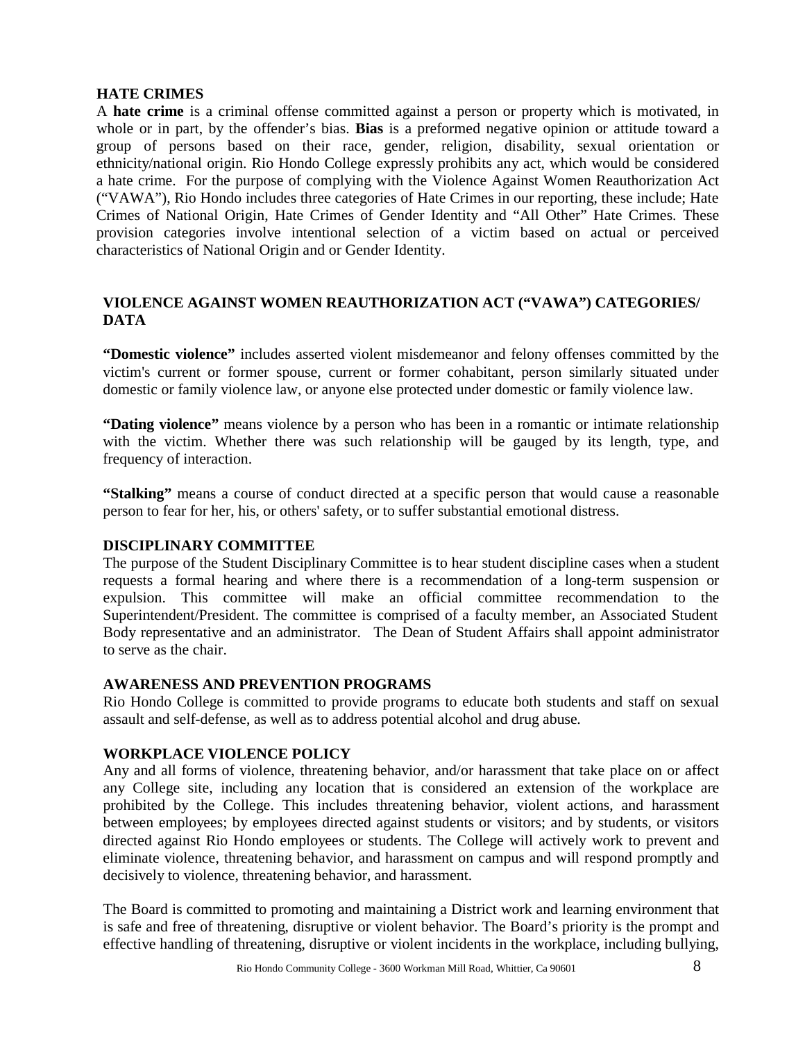## HATE CRIMES

A **hate crime** is a criminal offense committed against a person or property which is motivated, in whole or in part, by the offender's bias. **Bias** is a preformed negative opinion or attitude toward a group of persons based on their race, gender, religion, disability, sexual orientation or ethnicity/national origin. Rio Hondo College expressly prohibits any act, which would be considered a hate crime. For the purpose of complying with the Violence Against Women Reauthorization Act ("VAWA"), Rio Hondo includes three categories of Hate Crimes in our reporting, these include; Hate Crimes of National Origin, Hate Crimes of Gender Identity and "All Other" Hate Crimes. These provision categories involve intentional selection of a victim based on actual or perceived characteristics of National Origin and or Gender Identity.

## VIOLENCE AGAINST WOMEN REAUTHORIZATION ACT ("VAWA") CATEGORIES/ DATA

**"Domestic violence"** includes asserted violent misdemeanor and felony offenses committed by the victim's current or former spouse, current or former cohabitant, person similarly situated under domestic or family violence law, or anyone else protected under domestic or family violence law.

**"Dating violence"** means violence by a person who has been in a romantic or intimate relationship with the victim. Whether there was such relationship will be gauged by its length, type, and frequency of interaction.

**"Stalking"** means a course of conduct directed at a specific person that would cause a reasonable person to fear for her, his, or others' safety, or to suffer substantial emotional distress.

## DISCIPLINARY COMMITTEE

The purpose of the Student Disciplinary Committee is to hear student discipline cases when a student requests a formal hearing and where there is a recommendation of a long-term suspension or expulsion. This committee will make an official committee recommendation to the Superintendent/President. The committee is comprised of a faculty member, an Associated Student Body representative and an administrator. The Dean of Student Affairs shall appoint administrator to serve as the chair.

## AWARENESS AND PREVENTION PROGRAMS

Rio Hondo College is committed to provide programs to educate both students and staff on sexual assault and self-defense, as well as to address potential alcohol and drug abuse.

## WORKPLACE VIOLENCE POLICY

Any and all forms of violence, threatening behavior, and/or harassment that take place on or affect any College site, including any location that is considered an extension of the workplace are prohibited by the College. This includes threatening behavior, violent actions, and harassment between employees; by employees directed against students or visitors; and by students, or visitors directed against Rio Hondo employees or students. The College will actively work to prevent and eliminate violence, threatening behavior, and harassment on campus and will respond promptly and decisively to violence, threatening behavior, and harassment.

The Board is committed to promoting and maintaining a District work and learning environment that is safe and free of threatening, disruptive or violent behavior. The Board's priority is the prompt and effective handling of threatening, disruptive or violent incidents in the workplace, including bullying,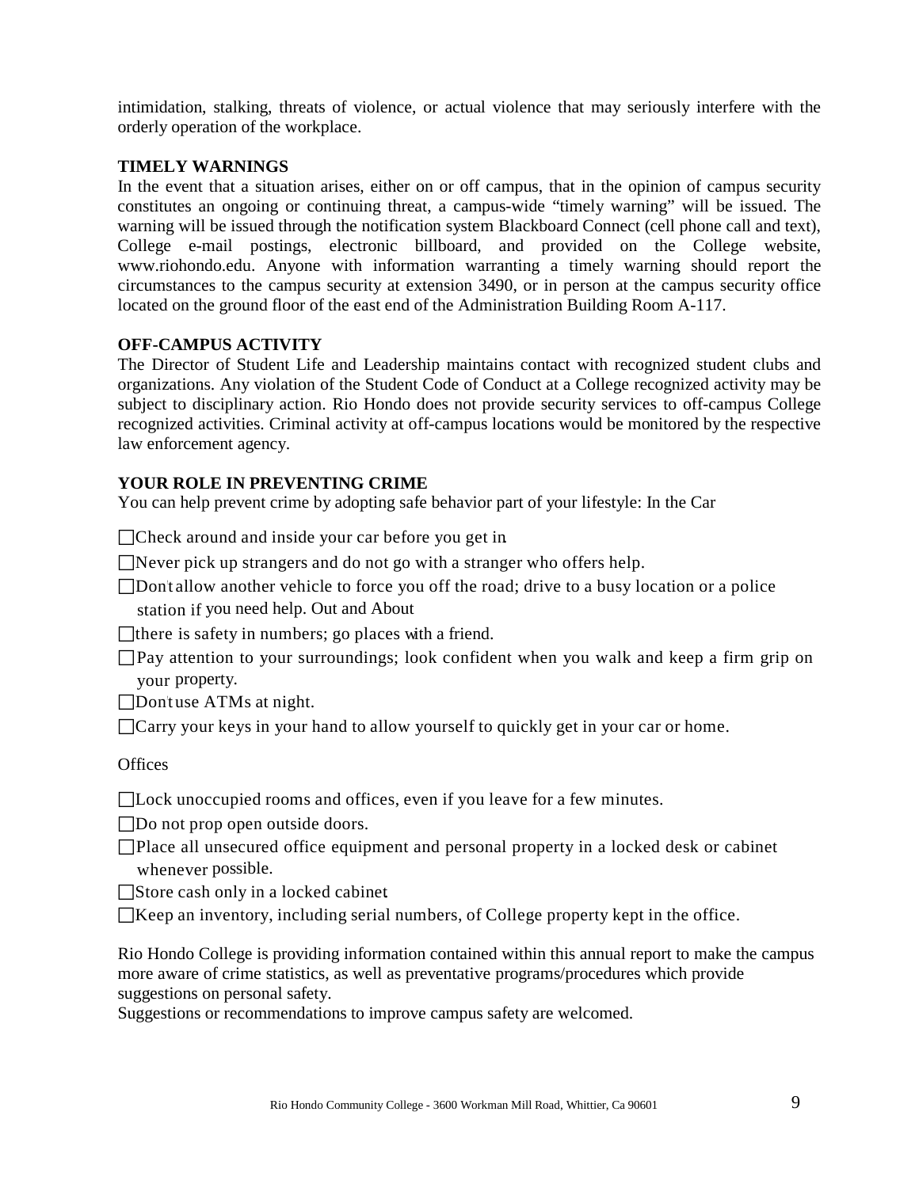intimidation, stalking, threats of violence, or actual violence that may seriously interfere with the orderly operation of the workplace.

**TIMELY WARNINGS**

In the event that a situation arises, either on or off campus, that in the opinion of campus security constitutes an ongoing or continuing threat, a campus-wide "timely warning" will be issued. The warning will be issued through the notification system Blackboard Connect (cell phone call and text), College e-mail postings, electronic billboard, and provided on the College website, www.riohondo.edu. Anyone with information warranting a timely warning should report the circumstances to the campus security at extension 3490, or in person at the campus security office located on the ground floor of the east end of the Administration Building Room A-117.

**OFF-CAMPUS ACTIVITY**

The Director of Student Life and Leadership maintains contact with recognized student clubs and organizations. Any violation of the Student Code of Conduct at a College recognized activity may be subject to disciplinary action. Rio Hondo does not provide security services to off-campus College recognized activities. Criminal activity at off-campus locations would be monitored by the respective law enforcement agency.

**YOUR ROLE IN PREVENTING CRIME**

You can help prevent crime by adopting safe behavior part of your lifestyle: In the Car

- ☐ Check around and inside your car before you get in.
- ☐ Never pick up strangers and do not go with a stranger who offers help.
- ☐ Don't allow another vehicle to force you off the road; drive to a busy location or a police station if you need help. Out and About
- ☐ there is safety in numbers; go places with a friend.
- ☐ Pay attention to your surroundings; look confident when you walk and keep a firm grip on your property.
- ☐ Don't use ATMs at night.
- ☐ Carry your keys in your hand to allow yourself to quickly get in your car or home.

Offices

- ☐ Lock unoccupied rooms and offices, even if you leave for a few minutes.
- ☐ Do not prop open outside doors.
- ☐ Place all unsecured office equipment and personal property in a locked desk or cabinet whenever possible.
- ☐ Store cash only in a locked cabinet.
- ☐ Keep an inventory, including serial numbers, of College property kept in the office.

Rio Hondo College is providing information contained within this annual report to make the campus more aware of crime statistics, as well as preventative programs/procedures which provide suggestions on personal safety.

Suggestions or recommendations to improve campus safety are welcomed.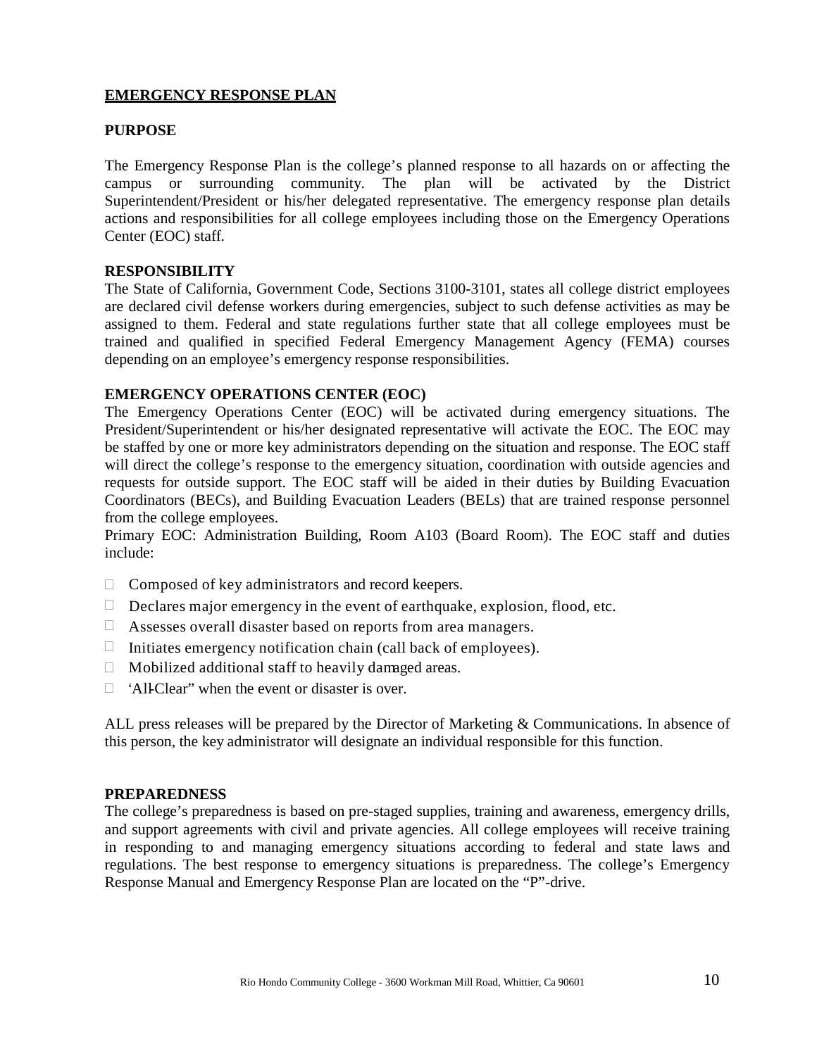## EMERGENCY RESPONSE PLAN

### PURPOSE

The Emergency Response Plan is the college's planned response to all hazards on or affecting the campus or surrounding community. The plan will be activated by the District Superintendent/President or his/her delegated representative. The emergency response plan details actions and responsibilities for all college employees including those on the Emergency Operations Center (EOC) staff.

### RESPONSIBILITY

The State of California, Government Code, Sections 3100-3101, states all college district employees are declared civil defense workers during emergencies, subject to such defense activities as may be assigned to them. Federal and state regulations further state that all college employees must be trained and qualified in specified Federal Emergency Management Agency (FEMA) courses depending on an employee's emergency response responsibilities.

### EMERGENCY OPERATIONS CENTER (EOC)

The Emergency Operations Center (EOC) will be activated during emergency situations. The President/Superintendent or his/her designated representative will activate the EOC. The EOC may be staffed by one or more key administrators depending on the situation and response. The EOC staff will direct the college's response to the emergency situation, coordination with outside agencies and requests for outside support. The EOC staff will be aided in their duties by Building Evacuation Coordinators (BECs), and Building Evacuation Leaders (BELs) that are trained response personnel from the college employees.

Primary EOC: Administration Building, Room A103 (Board Room). The EOC staff and duties include:

- Composed of key administrators and record keepers.
- Declares major emergency in the event of earthquake, explosion, flood, etc.
- Assesses overall disaster based on reports from area managers.
- Initiates emergency notification chain (call back of employees).
- Mobilized additional staff to heavily damaged areas.
- "All-Clear" when the event or disaster is over.

ALL press releases will be prepared by the Director of Marketing & Communications. In absence of this person, the key administrator will designate an individual responsible for this function.

### PREPAREDNESS

The college's preparedness is based on pre-staged supplies, training and awareness, emergency drills, and support agreements with civil and private agencies. All college employees will receive training in responding to and managing emergency situations according to federal and state laws and regulations. The best response to emergency situations is preparedness. The college's Emergency Response Manual and Emergency Response Plan are located on the "P"-drive.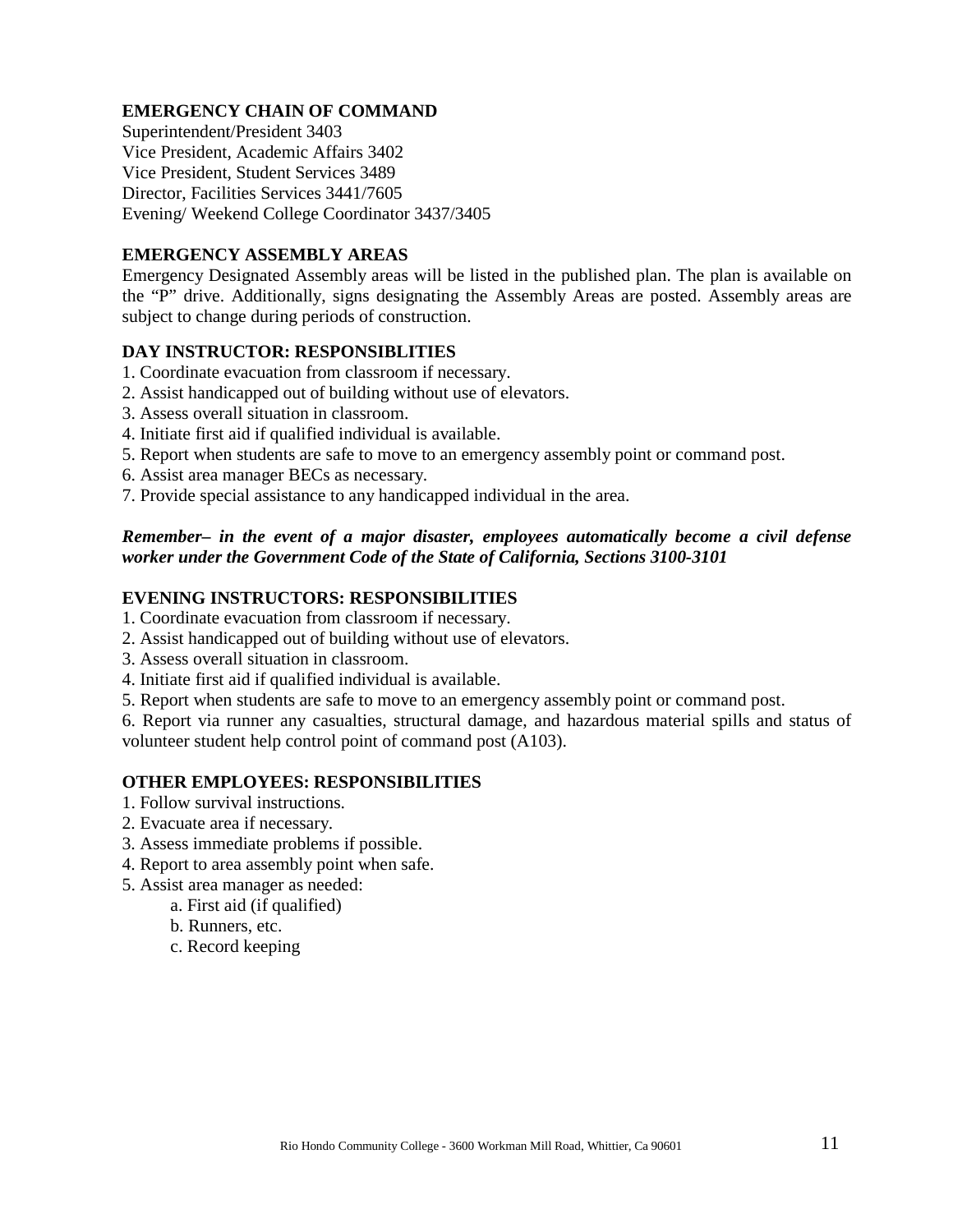## EMERGENCY CHAIN OF COMMAND

Superintendent/President 3403
Vice President, Academic Affairs 3402
Vice President, Student Services 3489
Director, Facilities Services 3441/7605
Evening/ Weekend College Coordinator 3437/3405

## EMERGENCY ASSEMBLY AREAS

Emergency Designated Assembly areas will be listed in the published plan. The plan is available on the "P" drive. Additionally, signs designating the Assembly Areas are posted. Assembly areas are subject to change during periods of construction.

## DAY INSTRUCTOR: RESPONSIBLITIES

1. Coordinate evacuation from classroom if necessary.
2. Assist handicapped out of building without use of elevators.
3. Assess overall situation in classroom.
4. Initiate first aid if qualified individual is available.
5. Report when students are safe to move to an emergency assembly point or command post.
6. Assist area manager BECs as necessary.
7. Provide special assistance to any handicapped individual in the area.

***Remember– in the event of a major disaster, employees automatically become a civil defense worker under the Government Code of the State of California, Sections 3100-3101***

## EVENING INSTRUCTORS: RESPONSIBILITIES

1. Coordinate evacuation from classroom if necessary.
2. Assist handicapped out of building without use of elevators.
3. Assess overall situation in classroom.
4. Initiate first aid if qualified individual is available.
5. Report when students are safe to move to an emergency assembly point or command post.
6. Report via runner any casualties, structural damage, and hazardous material spills and status of volunteer student help control point of command post (A103).

## OTHER EMPLOYEES: RESPONSIBILITIES

1. Follow survival instructions.
2. Evacuate area if necessary.
3. Assess immediate problems if possible.
4. Report to area assembly point when safe.
5. Assist area manager as needed:
    a. First aid (if qualified)
    b. Runners, etc.
    c. Record keeping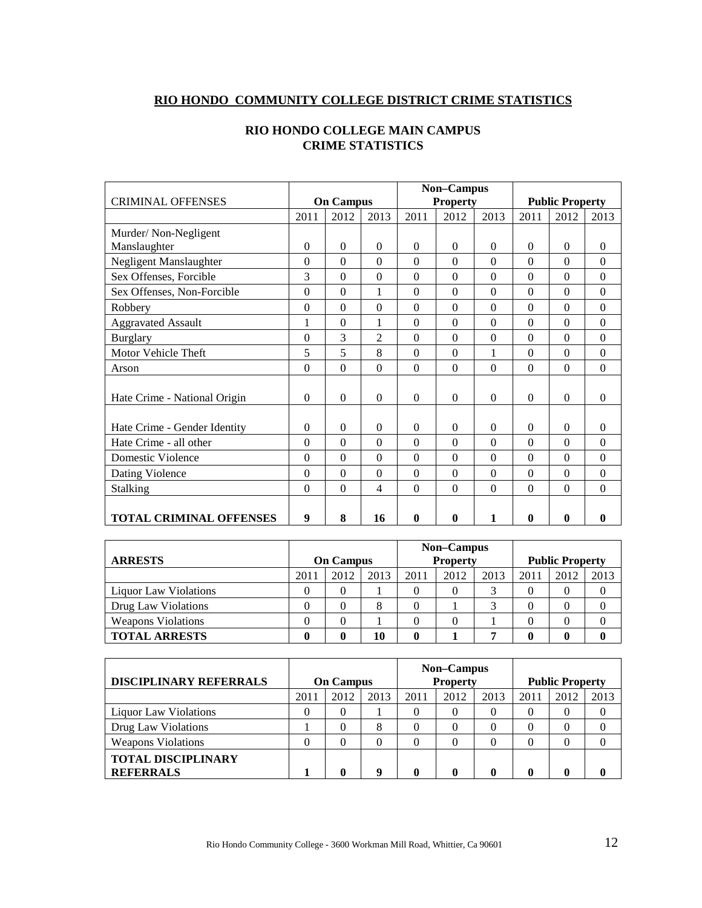## RIO HONDO COMMUNITY COLLEGE DISTRICT CRIME STATISTICS

### RIO HONDO COLLEGE MAIN CAMPUS CRIME STATISTICS

| CRIMINAL OFFENSES | On Campus | | | Non–Campus Property | | | Public Property | | |
|---|---|---|---|---|---|---|---|---|---|
| | 2011 | 2012 | 2013 | 2011 | 2012 | 2013 | 2011 | 2012 | 2013 |
| Murder/ Non-Negligent Manslaughter | 0 | 0 | 0 | 0 | 0 | 0 | 0 | 0 | 0 |
| Negligent Manslaughter | 0 | 0 | 0 | 0 | 0 | 0 | 0 | 0 | 0 |
| Sex Offenses, Forcible | 3 | 0 | 0 | 0 | 0 | 0 | 0 | 0 | 0 |
| Sex Offenses, Non-Forcible | 0 | 0 | 1 | 0 | 0 | 0 | 0 | 0 | 0 |
| Robbery | 0 | 0 | 0 | 0 | 0 | 0 | 0 | 0 | 0 |
| Aggravated Assault | 1 | 0 | 1 | 0 | 0 | 0 | 0 | 0 | 0 |
| Burglary | 0 | 3 | 2 | 0 | 0 | 0 | 0 | 0 | 0 |
| Motor Vehicle Theft | 5 | 5 | 8 | 0 | 0 | 1 | 0 | 0 | 0 |
| Arson | 0 | 0 | 0 | 0 | 0 | 0 | 0 | 0 | 0 |
| Hate Crime - National Origin | 0 | 0 | 0 | 0 | 0 | 0 | 0 | 0 | 0 |
| Hate Crime - Gender Identity | 0 | 0 | 0 | 0 | 0 | 0 | 0 | 0 | 0 |
| Hate Crime - all other | 0 | 0 | 0 | 0 | 0 | 0 | 0 | 0 | 0 |
| Domestic Violence | 0 | 0 | 0 | 0 | 0 | 0 | 0 | 0 | 0 |
| Dating Violence | 0 | 0 | 0 | 0 | 0 | 0 | 0 | 0 | 0 |
| Stalking | 0 | 0 | 4 | 0 | 0 | 0 | 0 | 0 | 0 |
| **TOTAL CRIMINAL OFFENSES** | **9** | **8** | **16** | **0** | **0** | **1** | **0** | **0** | **0** |

| ARRESTS | On Campus | | | Non–Campus Property | | | Public Property | | |
|---|---|---|---|---|---|---|---|---|---|
| | 2011 | 2012 | 2013 | 2011 | 2012 | 2013 | 2011 | 2012 | 2013 |
| Liquor Law Violations | 0 | 0 | 1 | 0 | 0 | 3 | 0 | 0 | 0 |
| Drug Law Violations | 0 | 0 | 8 | 0 | 1 | 3 | 0 | 0 | 0 |
| Weapons Violations | 0 | 0 | 1 | 0 | 0 | 1 | 0 | 0 | 0 |
| **TOTAL ARRESTS** | **0** | **0** | **10** | **0** | **1** | **7** | **0** | **0** | **0** |

| DISCIPLINARY REFERRALS | On Campus | | | Non–Campus Property | | | Public Property | | |
|---|---|---|---|---|---|---|---|---|---|
| | 2011 | 2012 | 2013 | 2011 | 2012 | 2013 | 2011 | 2012 | 2013 |
| Liquor Law Violations | 0 | 0 | 1 | 0 | 0 | 0 | 0 | 0 | 0 |
| Drug Law Violations | 1 | 0 | 8 | 0 | 0 | 0 | 0 | 0 | 0 |
| Weapons Violations | 0 | 0 | 0 | 0 | 0 | 0 | 0 | 0 | 0 |
| **TOTAL DISCIPLINARY REFERRALS** | **1** | **0** | **9** | **0** | **0** | **0** | **0** | **0** | **0** |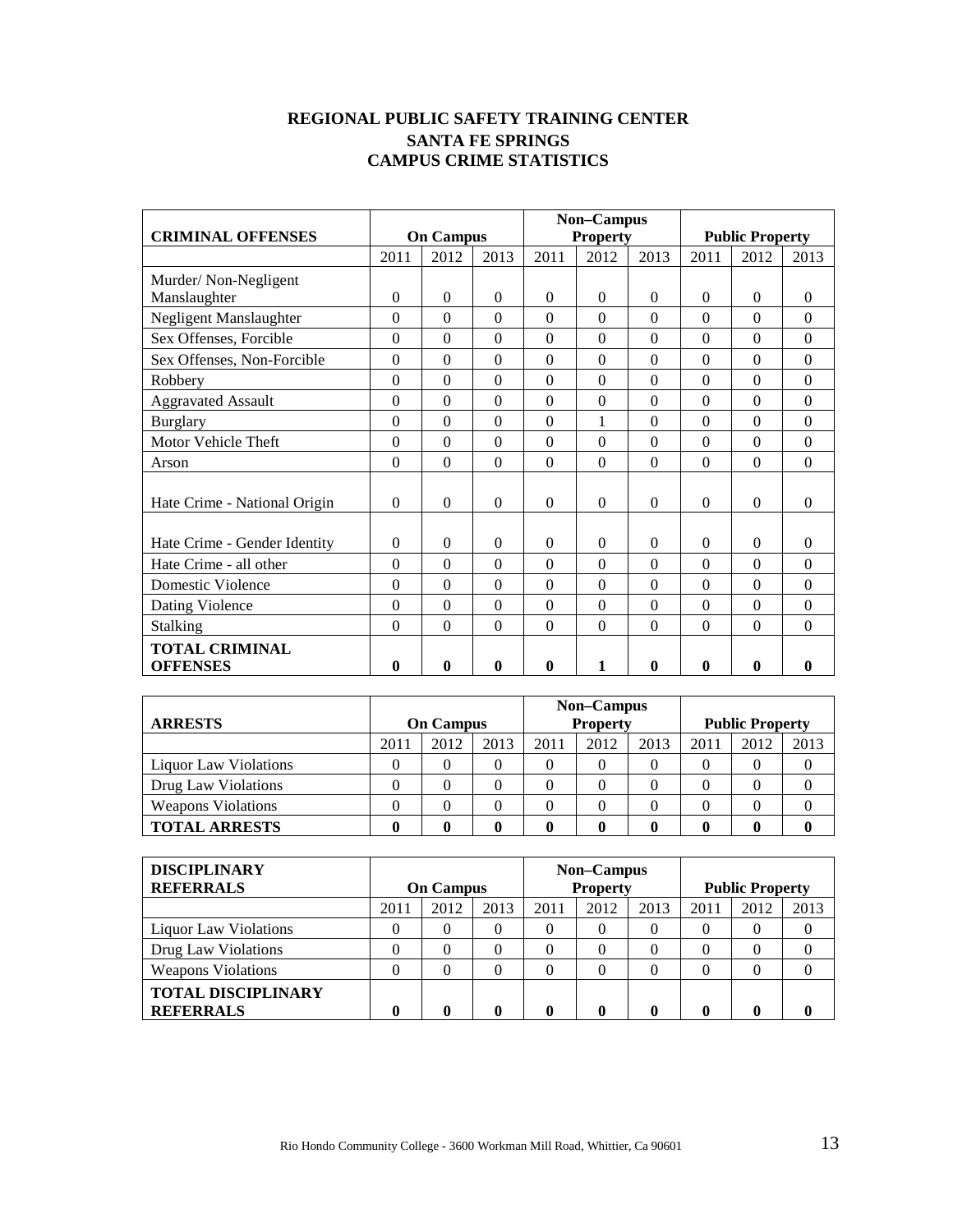# REGIONAL PUBLIC SAFETY TRAINING CENTER
# SANTA FE SPRINGS
# CAMPUS CRIME STATISTICS

| CRIMINAL OFFENSES | On Campus | | | Non–Campus Property | | | Public Property | | |
|---|---|---|---|---|---|---|---|---|---|
| | 2011 | 2012 | 2013 | 2011 | 2012 | 2013 | 2011 | 2012 | 2013 |
| Murder/ Non-Negligent Manslaughter | 0 | 0 | 0 | 0 | 0 | 0 | 0 | 0 | 0 |
| Negligent Manslaughter | 0 | 0 | 0 | 0 | 0 | 0 | 0 | 0 | 0 |
| Sex Offenses, Forcible | 0 | 0 | 0 | 0 | 0 | 0 | 0 | 0 | 0 |
| Sex Offenses, Non-Forcible | 0 | 0 | 0 | 0 | 0 | 0 | 0 | 0 | 0 |
| Robbery | 0 | 0 | 0 | 0 | 0 | 0 | 0 | 0 | 0 |
| Aggravated Assault | 0 | 0 | 0 | 0 | 0 | 0 | 0 | 0 | 0 |
| Burglary | 0 | 0 | 0 | 0 | 1 | 0 | 0 | 0 | 0 |
| Motor Vehicle Theft | 0 | 0 | 0 | 0 | 0 | 0 | 0 | 0 | 0 |
| Arson | 0 | 0 | 0 | 0 | 0 | 0 | 0 | 0 | 0 |
| Hate Crime - National Origin | 0 | 0 | 0 | 0 | 0 | 0 | 0 | 0 | 0 |
| Hate Crime - Gender Identity | 0 | 0 | 0 | 0 | 0 | 0 | 0 | 0 | 0 |
| Hate Crime - all other | 0 | 0 | 0 | 0 | 0 | 0 | 0 | 0 | 0 |
| Domestic Violence | 0 | 0 | 0 | 0 | 0 | 0 | 0 | 0 | 0 |
| Dating Violence | 0 | 0 | 0 | 0 | 0 | 0 | 0 | 0 | 0 |
| Stalking | 0 | 0 | 0 | 0 | 0 | 0 | 0 | 0 | 0 |
| **TOTAL CRIMINAL OFFENSES** | **0** | **0** | **0** | **0** | **1** | **0** | **0** | **0** | **0** |

| ARRESTS | On Campus | | | Non–Campus Property | | | Public Property | | |
|---|---|---|---|---|---|---|---|---|---|
| | 2011 | 2012 | 2013 | 2011 | 2012 | 2013 | 2011 | 2012 | 2013 |
| Liquor Law Violations | 0 | 0 | 0 | 0 | 0 | 0 | 0 | 0 | 0 |
| Drug Law Violations | 0 | 0 | 0 | 0 | 0 | 0 | 0 | 0 | 0 |
| Weapons Violations | 0 | 0 | 0 | 0 | 0 | 0 | 0 | 0 | 0 |
| **TOTAL ARRESTS** | **0** | **0** | **0** | **0** | **0** | **0** | **0** | **0** | **0** |

| DISCIPLINARY REFERRALS | On Campus | | | Non–Campus Property | | | Public Property | | |
|---|---|---|---|---|---|---|---|---|---|
| | 2011 | 2012 | 2013 | 2011 | 2012 | 2013 | 2011 | 2012 | 2013 |
| Liquor Law Violations | 0 | 0 | 0 | 0 | 0 | 0 | 0 | 0 | 0 |
| Drug Law Violations | 0 | 0 | 0 | 0 | 0 | 0 | 0 | 0 | 0 |
| Weapons Violations | 0 | 0 | 0 | 0 | 0 | 0 | 0 | 0 | 0 |
| **TOTAL DISCIPLINARY REFERRALS** | **0** | **0** | **0** | **0** | **0** | **0** | **0** | **0** | **0** |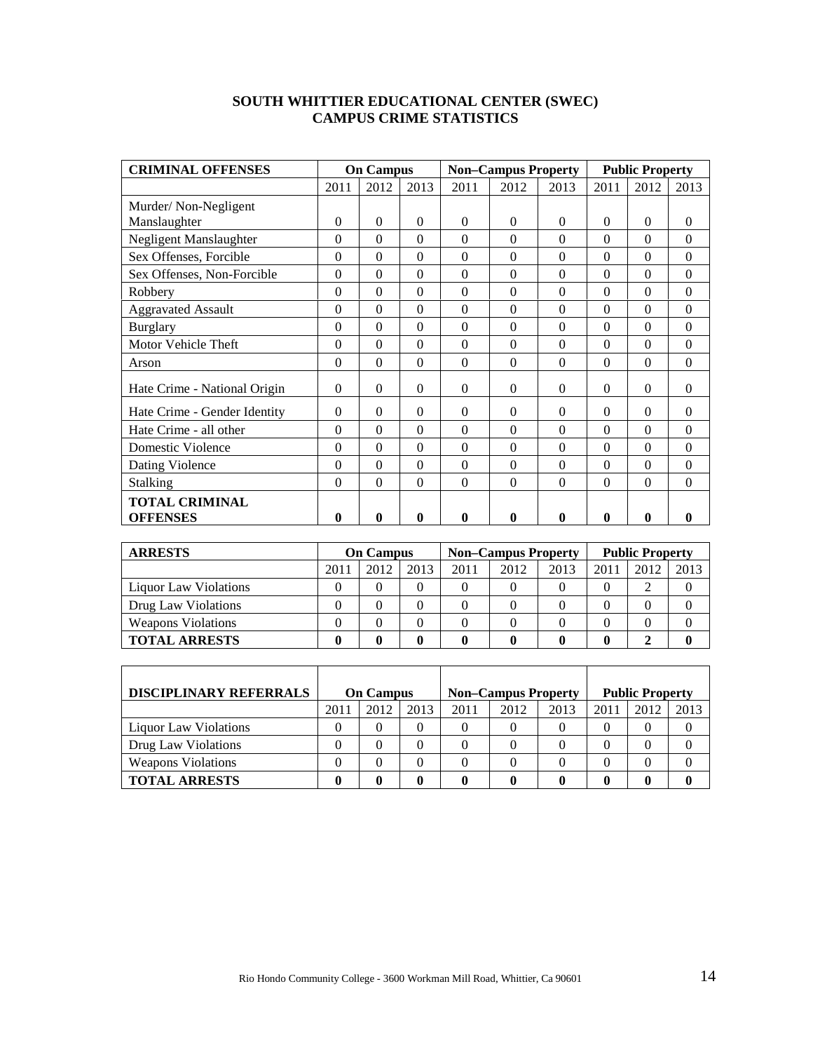# SOUTH WHITTIER EDUCATIONAL CENTER (SWEC)
# CAMPUS CRIME STATISTICS

| **CRIMINAL OFFENSES** | **On Campus** | | | **Non–Campus Property** | | | **Public Property** | | |
|---|---|---|---|---|---|---|---|---|---|
| | 2011 | 2012 | 2013 | 2011 | 2012 | 2013 | 2011 | 2012 | 2013 |
| Murder/ Non-Negligent Manslaughter | 0 | 0 | 0 | 0 | 0 | 0 | 0 | 0 | 0 |
| Negligent Manslaughter | 0 | 0 | 0 | 0 | 0 | 0 | 0 | 0 | 0 |
| Sex Offenses, Forcible | 0 | 0 | 0 | 0 | 0 | 0 | 0 | 0 | 0 |
| Sex Offenses, Non-Forcible | 0 | 0 | 0 | 0 | 0 | 0 | 0 | 0 | 0 |
| Robbery | 0 | 0 | 0 | 0 | 0 | 0 | 0 | 0 | 0 |
| Aggravated Assault | 0 | 0 | 0 | 0 | 0 | 0 | 0 | 0 | 0 |
| Burglary | 0 | 0 | 0 | 0 | 0 | 0 | 0 | 0 | 0 |
| Motor Vehicle Theft | 0 | 0 | 0 | 0 | 0 | 0 | 0 | 0 | 0 |
| Arson | 0 | 0 | 0 | 0 | 0 | 0 | 0 | 0 | 0 |
| Hate Crime - National Origin | 0 | 0 | 0 | 0 | 0 | 0 | 0 | 0 | 0 |
| Hate Crime - Gender Identity | 0 | 0 | 0 | 0 | 0 | 0 | 0 | 0 | 0 |
| Hate Crime - all other | 0 | 0 | 0 | 0 | 0 | 0 | 0 | 0 | 0 |
| Domestic Violence | 0 | 0 | 0 | 0 | 0 | 0 | 0 | 0 | 0 |
| Dating Violence | 0 | 0 | 0 | 0 | 0 | 0 | 0 | 0 | 0 |
| Stalking | 0 | 0 | 0 | 0 | 0 | 0 | 0 | 0 | 0 |
| **TOTAL CRIMINAL OFFENSES** | **0** | **0** | **0** | **0** | **0** | **0** | **0** | **0** | **0** |

| **ARRESTS** | **On Campus** | | | **Non–Campus Property** | | | **Public Property** | | |
|---|---|---|---|---|---|---|---|---|---|
| | 2011 | 2012 | 2013 | 2011 | 2012 | 2013 | 2011 | 2012 | 2013 |
| Liquor Law Violations | 0 | 0 | 0 | 0 | 0 | 0 | 0 | 2 | 0 |
| Drug Law Violations | 0 | 0 | 0 | 0 | 0 | 0 | 0 | 0 | 0 |
| Weapons Violations | 0 | 0 | 0 | 0 | 0 | 0 | 0 | 0 | 0 |
| **TOTAL ARRESTS** | **0** | **0** | **0** | **0** | **0** | **0** | **0** | **2** | **0** |

| **DISCIPLINARY REFERRALS** | **On Campus** | | | **Non–Campus Property** | | | **Public Property** | | |
|---|---|---|---|---|---|---|---|---|---|
| | 2011 | 2012 | 2013 | 2011 | 2012 | 2013 | 2011 | 2012 | 2013 |
| Liquor Law Violations | 0 | 0 | 0 | 0 | 0 | 0 | 0 | 0 | 0 |
| Drug Law Violations | 0 | 0 | 0 | 0 | 0 | 0 | 0 | 0 | 0 |
| Weapons Violations | 0 | 0 | 0 | 0 | 0 | 0 | 0 | 0 | 0 |
| **TOTAL ARRESTS** | **0** | **0** | **0** | **0** | **0** | **0** | **0** | **0** | **0** |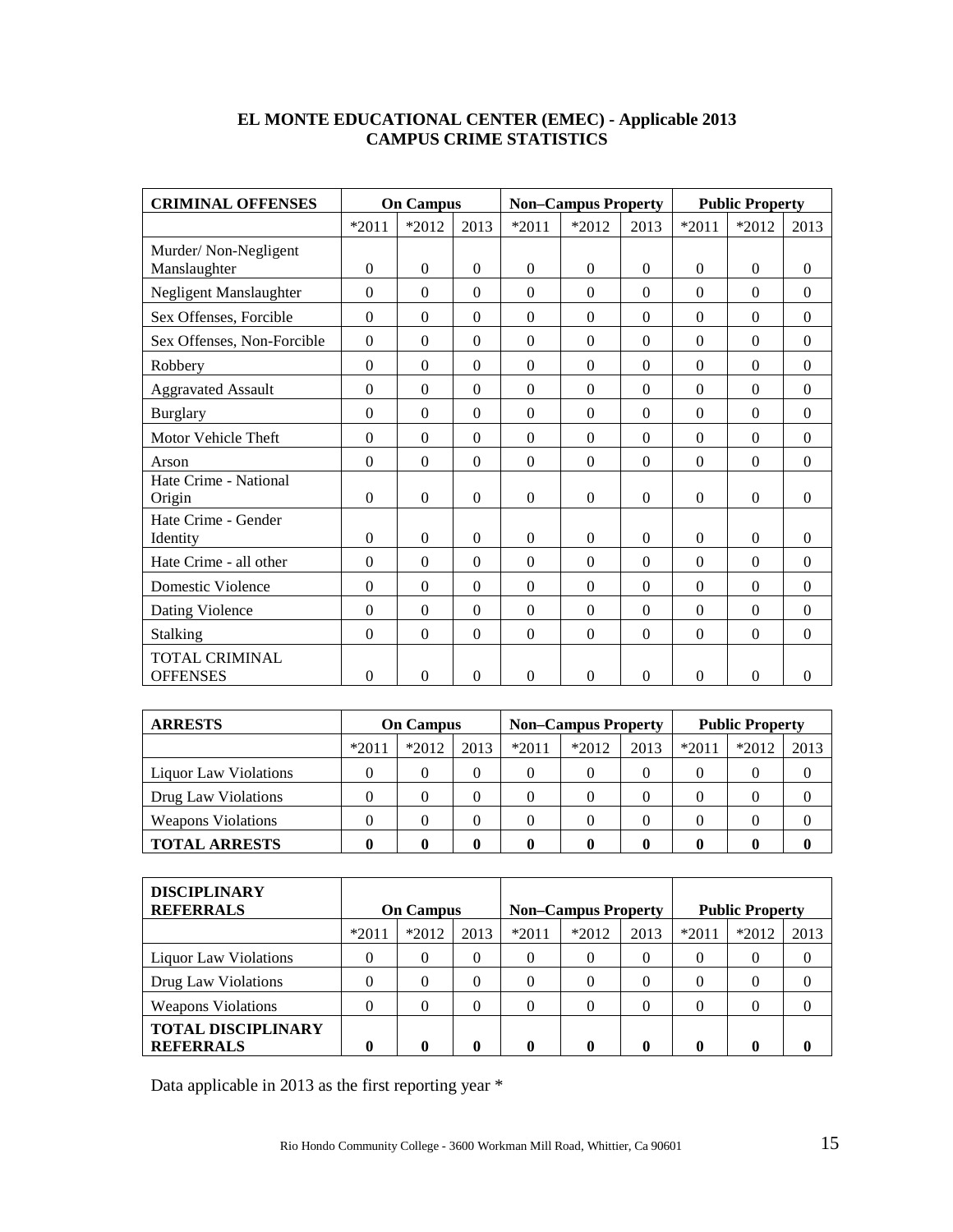**EL MONTE EDUCATIONAL CENTER (EMEC) - Applicable 2013**
**CAMPUS CRIME STATISTICS**

| CRIMINAL OFFENSES | On Campus | | | Non–Campus Property | | | Public Property | | |
|---|---|---|---|---|---|---|---|---|---|
| | *2011 | *2012 | 2013 | *2011 | *2012 | 2013 | *2011 | *2012 | 2013 |
| Murder/ Non-Negligent Manslaughter | 0 | 0 | 0 | 0 | 0 | 0 | 0 | 0 | 0 |
| Negligent Manslaughter | 0 | 0 | 0 | 0 | 0 | 0 | 0 | 0 | 0 |
| Sex Offenses, Forcible | 0 | 0 | 0 | 0 | 0 | 0 | 0 | 0 | 0 |
| Sex Offenses, Non-Forcible | 0 | 0 | 0 | 0 | 0 | 0 | 0 | 0 | 0 |
| Robbery | 0 | 0 | 0 | 0 | 0 | 0 | 0 | 0 | 0 |
| Aggravated Assault | 0 | 0 | 0 | 0 | 0 | 0 | 0 | 0 | 0 |
| Burglary | 0 | 0 | 0 | 0 | 0 | 0 | 0 | 0 | 0 |
| Motor Vehicle Theft | 0 | 0 | 0 | 0 | 0 | 0 | 0 | 0 | 0 |
| Arson | 0 | 0 | 0 | 0 | 0 | 0 | 0 | 0 | 0 |
| Hate Crime - National Origin | 0 | 0 | 0 | 0 | 0 | 0 | 0 | 0 | 0 |
| Hate Crime - Gender Identity | 0 | 0 | 0 | 0 | 0 | 0 | 0 | 0 | 0 |
| Hate Crime - all other | 0 | 0 | 0 | 0 | 0 | 0 | 0 | 0 | 0 |
| Domestic Violence | 0 | 0 | 0 | 0 | 0 | 0 | 0 | 0 | 0 |
| Dating Violence | 0 | 0 | 0 | 0 | 0 | 0 | 0 | 0 | 0 |
| Stalking | 0 | 0 | 0 | 0 | 0 | 0 | 0 | 0 | 0 |
| TOTAL CRIMINAL OFFENSES | 0 | 0 | 0 | 0 | 0 | 0 | 0 | 0 | 0 |

| ARRESTS | On Campus | | | Non–Campus Property | | | Public Property | | |
|---|---|---|---|---|---|---|---|---|---|
| | *2011 | *2012 | 2013 | *2011 | *2012 | 2013 | *2011 | *2012 | 2013 |
| Liquor Law Violations | 0 | 0 | 0 | 0 | 0 | 0 | 0 | 0 | 0 |
| Drug Law Violations | 0 | 0 | 0 | 0 | 0 | 0 | 0 | 0 | 0 |
| Weapons Violations | 0 | 0 | 0 | 0 | 0 | 0 | 0 | 0 | 0 |
| **TOTAL ARRESTS** | **0** | **0** | **0** | **0** | **0** | **0** | **0** | **0** | **0** |

| DISCIPLINARY REFERRALS | On Campus | | | Non–Campus Property | | | Public Property | | |
|---|---|---|---|---|---|---|---|---|---|
| | *2011 | *2012 | 2013 | *2011 | *2012 | 2013 | *2011 | *2012 | 2013 |
| Liquor Law Violations | 0 | 0 | 0 | 0 | 0 | 0 | 0 | 0 | 0 |
| Drug Law Violations | 0 | 0 | 0 | 0 | 0 | 0 | 0 | 0 | 0 |
| Weapons Violations | 0 | 0 | 0 | 0 | 0 | 0 | 0 | 0 | 0 |
| **TOTAL DISCIPLINARY REFERRALS** | **0** | **0** | **0** | **0** | **0** | **0** | **0** | **0** | **0** |

Data applicable in 2013 as the first reporting year *